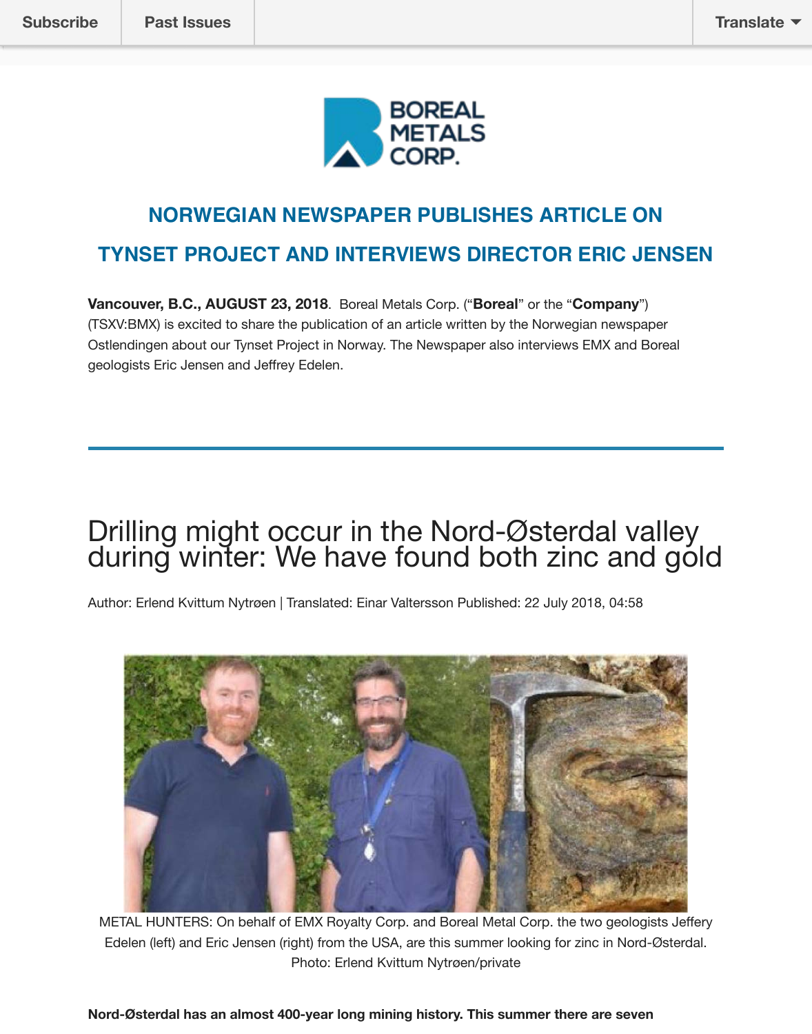Subscribe | Past Issues | Translate

BOREAL METALS CORP.

## NORWEGIAN NEWSPAPER PUBLISHES ARTICLE ON TYNSET PROJECT AND INTERVIEWS DIRECTOR ERIC JENSEN

**Vancouver, B.C., AUGUST 23, 2018**. Boreal Metals Corp. ("**Boreal**" or the "**Company**") (TSXV:BMX) is excited to share the publication of an article written by the Norwegian newspaper Ostlendingen about our Tynset Project in Norway. The Newspaper also interviews EMX and Boreal geologists Eric Jensen and Jeffrey Edelen.

---

# Drilling might occur in the Nord-Østerdal valley during winter: We have found both zinc and gold

Author: Erlend Kvittum Nytrøen | Translated: Einar Valtersson Published: 22 July 2018, 04:58

METAL HUNTERS: On behalf of EMX Royalty Corp. and Boreal Metal Corp. the two geologists Jeffery Edelen (left) and Eric Jensen (right) from the USA, are this summer looking for zinc in Nord-Østerdal. Photo: Erlend Kvittum Nytrøen/private

**Nord-Østerdal has an almost 400-year long mining history. This summer there are seven**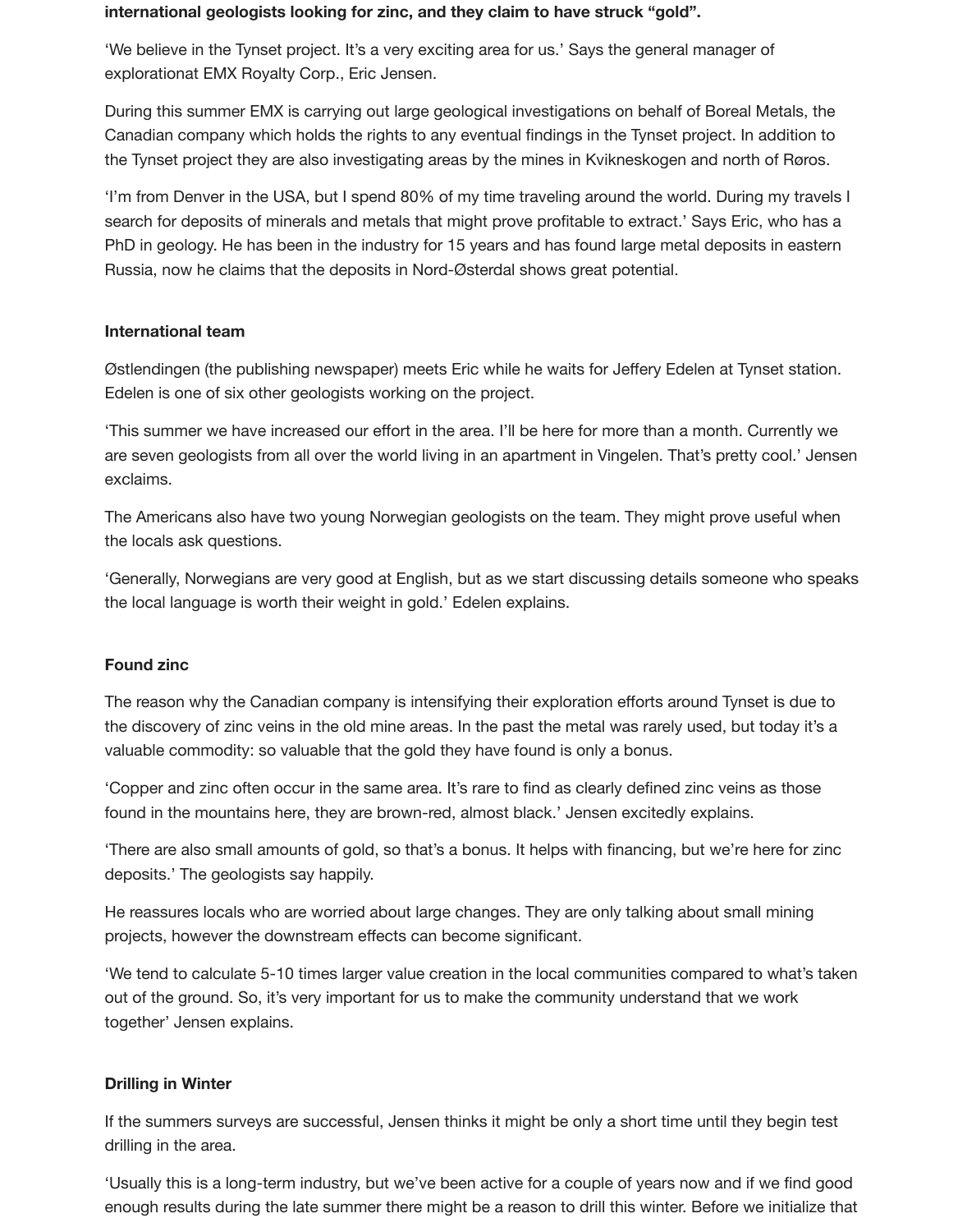**international geologists looking for zinc, and they claim to have struck "gold".**

'We believe in the Tynset project. It's a very exciting area for us.' Says the general manager of explorationat EMX Royalty Corp., Eric Jensen.

During this summer EMX is carrying out large geological investigations on behalf of Boreal Metals, the Canadian company which holds the rights to any eventual findings in the Tynset project. In addition to the Tynset project they are also investigating areas by the mines in Kvikneskogen and north of Røros.

'I'm from Denver in the USA, but I spend 80% of my time traveling around the world. During my travels I search for deposits of minerals and metals that might prove profitable to extract.' Says Eric, who has a PhD in geology. He has been in the industry for 15 years and has found large metal deposits in eastern Russia, now he claims that the deposits in Nord-Østerdal shows great potential.

**International team**

Østlendingen (the publishing newspaper) meets Eric while he waits for Jeffery Edelen at Tynset station. Edelen is one of six other geologists working on the project.

'This summer we have increased our effort in the area. I'll be here for more than a month. Currently we are seven geologists from all over the world living in an apartment in Vingelen. That's pretty cool.' Jensen exclaims.

The Americans also have two young Norwegian geologists on the team. They might prove useful when the locals ask questions.

'Generally, Norwegians are very good at English, but as we start discussing details someone who speaks the local language is worth their weight in gold.' Edelen explains.

**Found zinc**

The reason why the Canadian company is intensifying their exploration efforts around Tynset is due to the discovery of zinc veins in the old mine areas. In the past the metal was rarely used, but today it's a valuable commodity: so valuable that the gold they have found is only a bonus.

'Copper and zinc often occur in the same area. It's rare to find as clearly defined zinc veins as those found in the mountains here, they are brown-red, almost black.' Jensen excitedly explains.

'There are also small amounts of gold, so that's a bonus. It helps with financing, but we're here for zinc deposits.' The geologists say happily.

He reassures locals who are worried about large changes. They are only talking about small mining projects, however the downstream effects can become significant.

'We tend to calculate 5-10 times larger value creation in the local communities compared to what's taken out of the ground. So, it's very important for us to make the community understand that we work together' Jensen explains.

**Drilling in Winter**

If the summers surveys are successful, Jensen thinks it might be only a short time until they begin test drilling in the area.

'Usually this is a long-term industry, but we've been active for a couple of years now and if we find good enough results during the late summer there might be a reason to drill this winter. Before we initialize that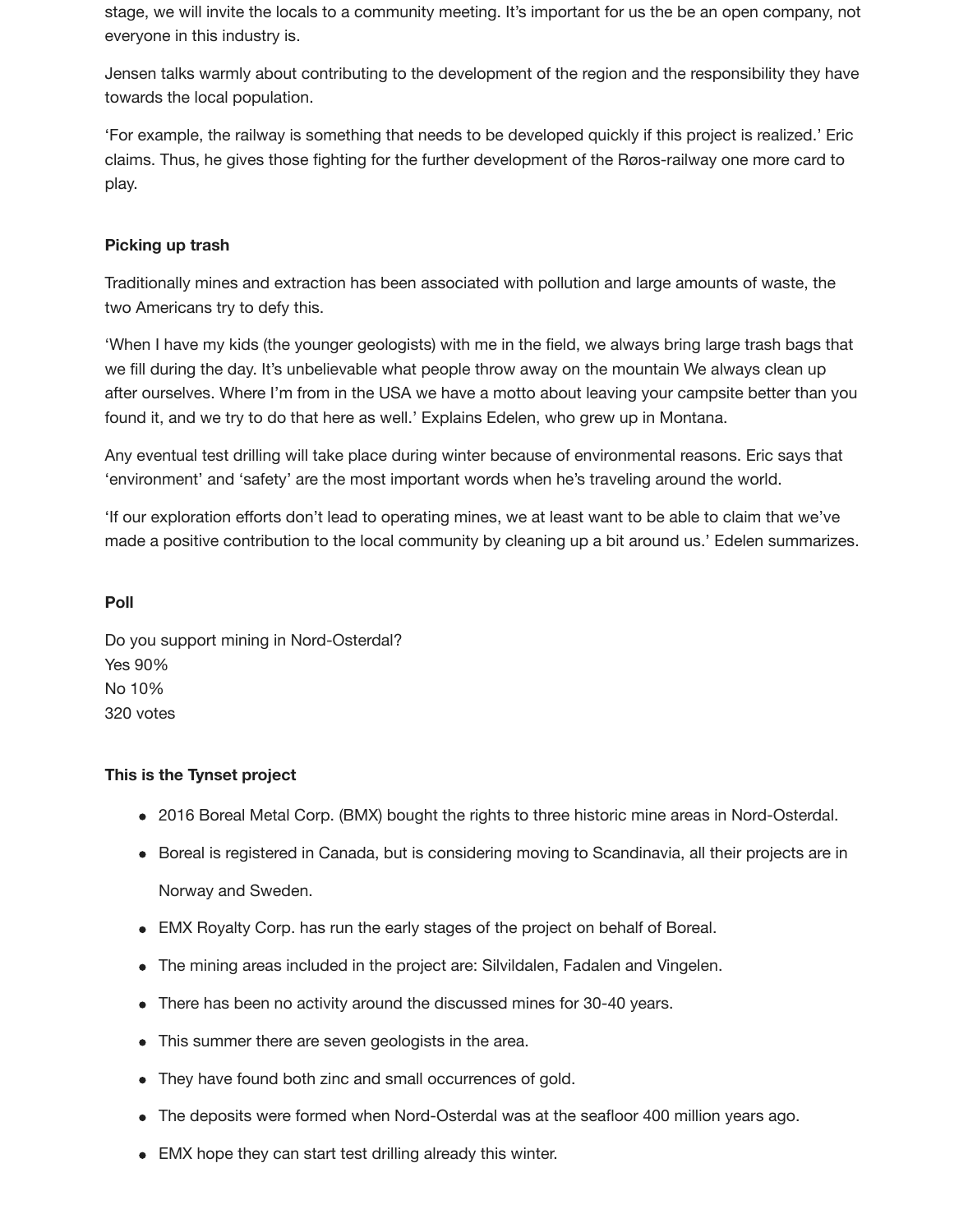stage, we will invite the locals to a community meeting. It's important for us the be an open company, not everyone in this industry is.

Jensen talks warmly about contributing to the development of the region and the responsibility they have towards the local population.

'For example, the railway is something that needs to be developed quickly if this project is realized.' Eric claims. Thus, he gives those fighting for the further development of the Røros-railway one more card to play.

**Picking up trash**

Traditionally mines and extraction has been associated with pollution and large amounts of waste, the two Americans try to defy this.

'When I have my kids (the younger geologists) with me in the field, we always bring large trash bags that we fill during the day. It's unbelievable what people throw away on the mountain We always clean up after ourselves. Where I'm from in the USA we have a motto about leaving your campsite better than you found it, and we try to do that here as well.' Explains Edelen, who grew up in Montana.

Any eventual test drilling will take place during winter because of environmental reasons. Eric says that 'environment' and 'safety' are the most important words when he's traveling around the world.

'If our exploration efforts don't lead to operating mines, we at least want to be able to claim that we've made a positive contribution to the local community by cleaning up a bit around us.' Edelen summarizes.

**Poll**

Do you support mining in Nord-Osterdal?
Yes 90%
No 10%
320 votes

**This is the Tynset project**

- 2016 Boreal Metal Corp. (BMX) bought the rights to three historic mine areas in Nord-Osterdal.
- Boreal is registered in Canada, but is considering moving to Scandinavia, all their projects are in Norway and Sweden.
- EMX Royalty Corp. has run the early stages of the project on behalf of Boreal.
- The mining areas included in the project are: Silvildalen, Fadalen and Vingelen.
- There has been no activity around the discussed mines for 30-40 years.
- This summer there are seven geologists in the area.
- They have found both zinc and small occurrences of gold.
- The deposits were formed when Nord-Osterdal was at the seafloor 400 million years ago.
- EMX hope they can start test drilling already this winter.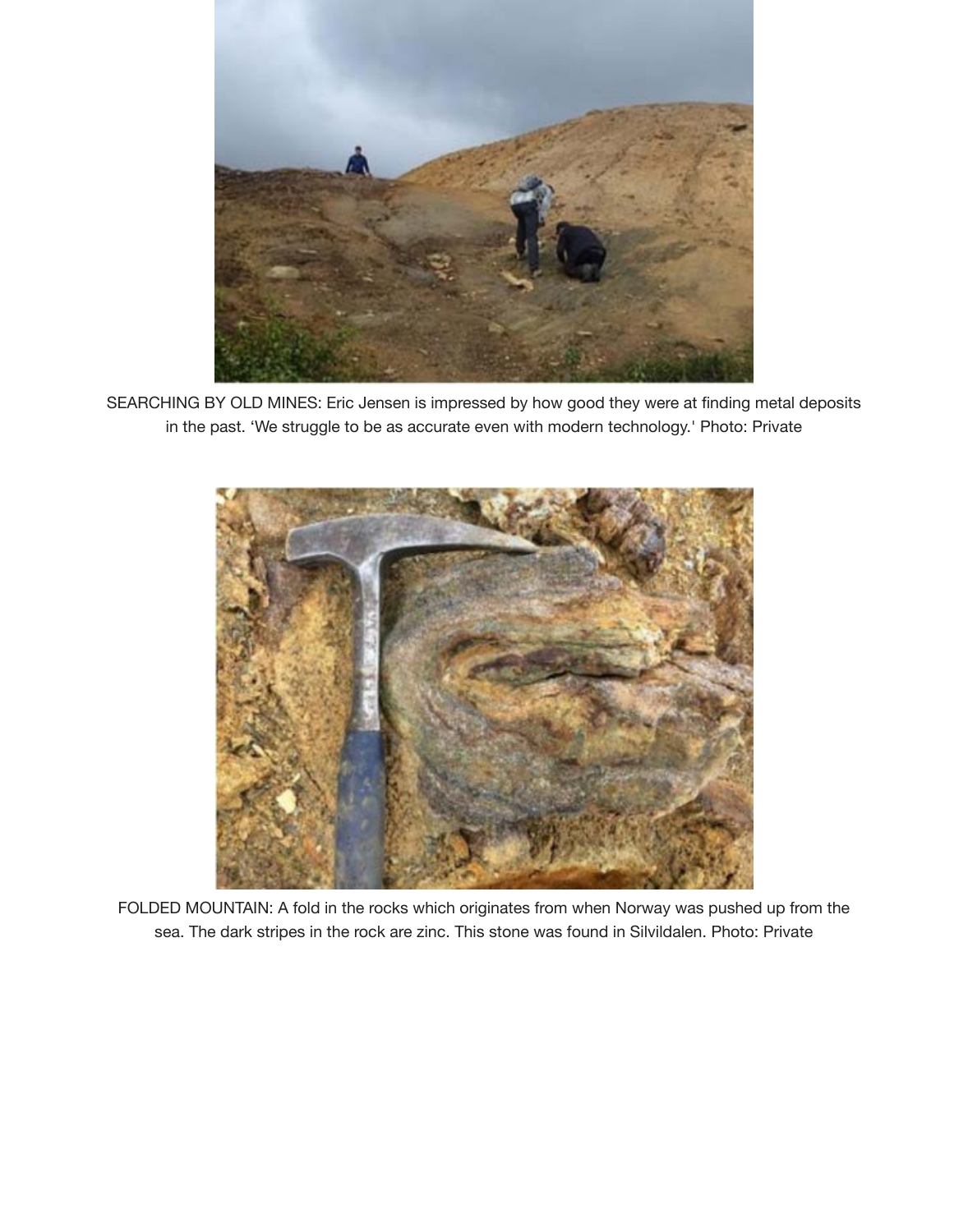SEARCHING BY OLD MINES: Eric Jensen is impressed by how good they were at finding metal deposits in the past. 'We struggle to be as accurate even with modern technology.' Photo: Private

FOLDED MOUNTAIN: A fold in the rocks which originates from when Norway was pushed up from the sea. The dark stripes in the rock are zinc. This stone was found in Silvildalen. Photo: Private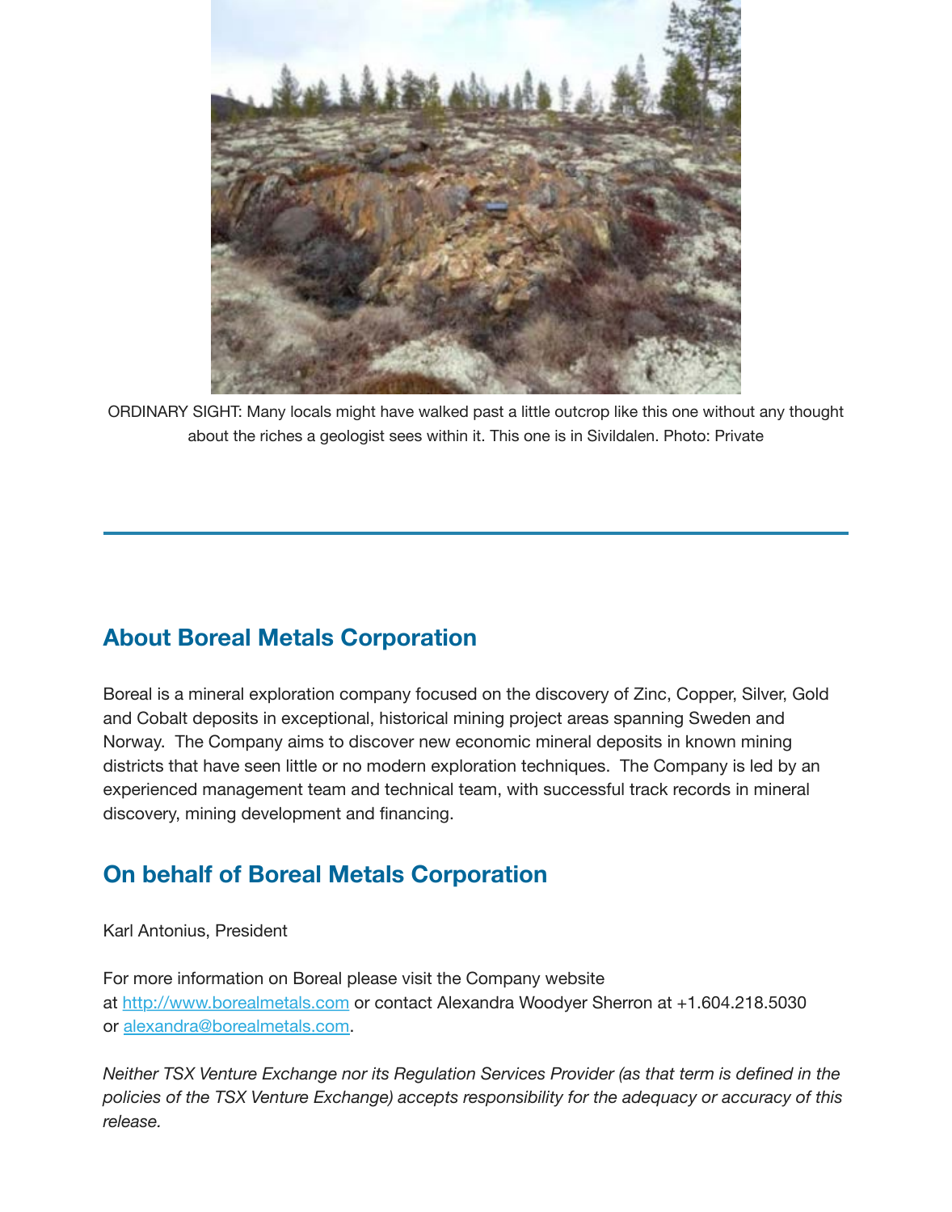ORDINARY SIGHT: Many locals might have walked past a little outcrop like this one without any thought about the riches a geologist sees within it. This one is in Sivildalen. Photo: Private

---

## About Boreal Metals Corporation

Boreal is a mineral exploration company focused on the discovery of Zinc, Copper, Silver, Gold and Cobalt deposits in exceptional, historical mining project areas spanning Sweden and Norway. The Company aims to discover new economic mineral deposits in known mining districts that have seen little or no modern exploration techniques. The Company is led by an experienced management team and technical team, with successful track records in mineral discovery, mining development and financing.

## On behalf of Boreal Metals Corporation

Karl Antonius, President

For more information on Boreal please visit the Company website at http://www.borealmetals.com or contact Alexandra Woodyer Sherron at +1.604.218.5030 or alexandra@borealmetals.com.

*Neither TSX Venture Exchange nor its Regulation Services Provider (as that term is defined in the policies of the TSX Venture Exchange) accepts responsibility for the adequacy or accuracy of this release.*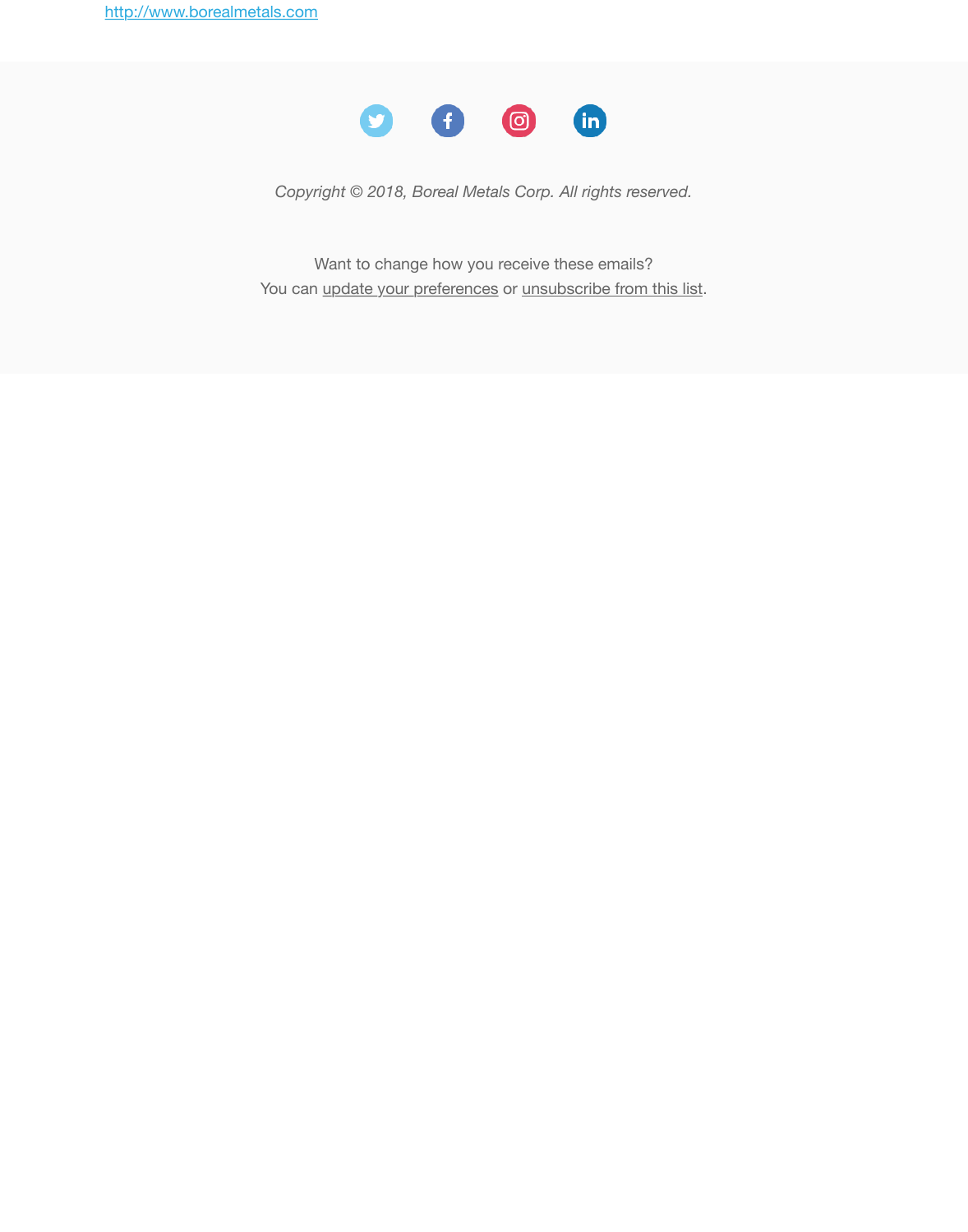http://www.borealmetals.com

*Copyright © 2018, Boreal Metals Corp. All rights reserved.*

Want to change how you receive these emails?
You can update your preferences or unsubscribe from this list.